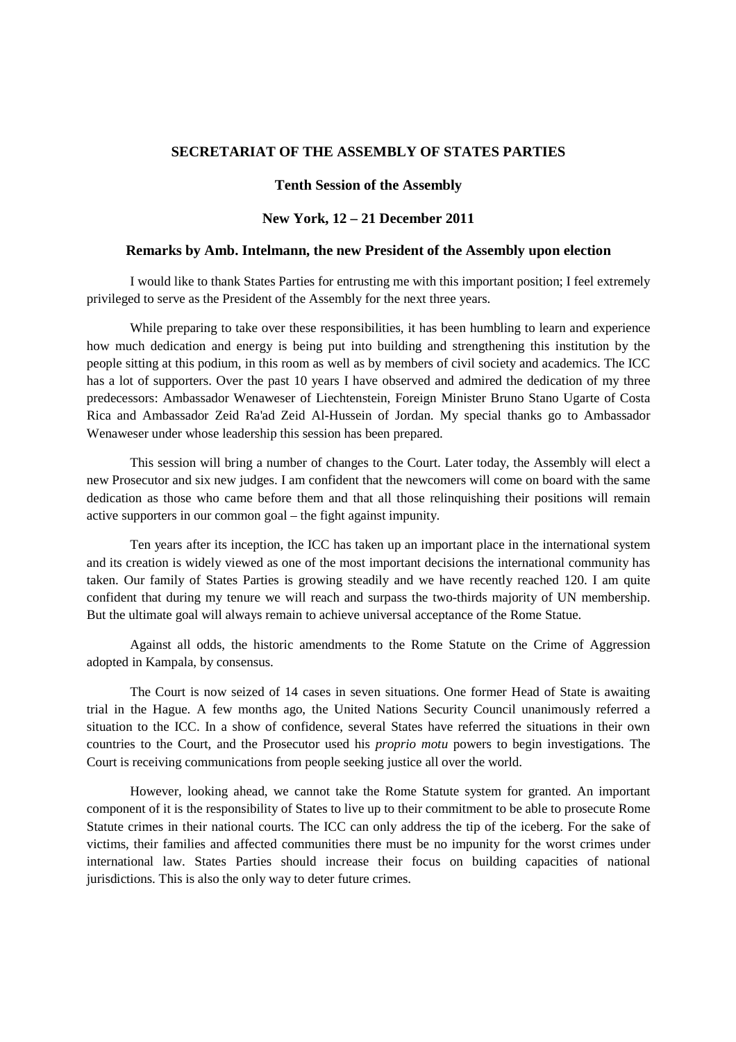**SECRETARIAT OF THE ASSEMBLY OF STATES PARTIES**

**Tenth Session of the Assembly**

**New York, 12 – 21 December 2011**

**Remarks by Amb. Intelmann, the new President of the Assembly upon election**

I would like to thank States Parties for entrusting me with this important position; I feel extremely privileged to serve as the President of the Assembly for the next three years.

While preparing to take over these responsibilities, it has been humbling to learn and experience how much dedication and energy is being put into building and strengthening this institution by the people sitting at this podium, in this room as well as by members of civil society and academics. The ICC has a lot of supporters. Over the past 10 years I have observed and admired the dedication of my three predecessors: Ambassador Wenaweser of Liechtenstein, Foreign Minister Bruno Stano Ugarte of Costa Rica and Ambassador Zeid Ra'ad Zeid Al-Hussein of Jordan. My special thanks go to Ambassador Wenaweser under whose leadership this session has been prepared.

This session will bring a number of changes to the Court. Later today, the Assembly will elect a new Prosecutor and six new judges. I am confident that the newcomers will come on board with the same dedication as those who came before them and that all those relinquishing their positions will remain active supporters in our common goal – the fight against impunity.

Ten years after its inception, the ICC has taken up an important place in the international system and its creation is widely viewed as one of the most important decisions the international community has taken. Our family of States Parties is growing steadily and we have recently reached 120. I am quite confident that during my tenure we will reach and surpass the two-thirds majority of UN membership. But the ultimate goal will always remain to achieve universal acceptance of the Rome Statue.

Against all odds, the historic amendments to the Rome Statute on the Crime of Aggression adopted in Kampala, by consensus.

The Court is now seized of 14 cases in seven situations. One former Head of State is awaiting trial in the Hague. A few months ago, the United Nations Security Council unanimously referred a situation to the ICC. In a show of confidence, several States have referred the situations in their own countries to the Court, and the Prosecutor used his *proprio motu* powers to begin investigations. The Court is receiving communications from people seeking justice all over the world.

However, looking ahead, we cannot take the Rome Statute system for granted. An important component of it is the responsibility of States to live up to their commitment to be able to prosecute Rome Statute crimes in their national courts. The ICC can only address the tip of the iceberg. For the sake of victims, their families and affected communities there must be no impunity for the worst crimes under international law. States Parties should increase their focus on building capacities of national jurisdictions. This is also the only way to deter future crimes.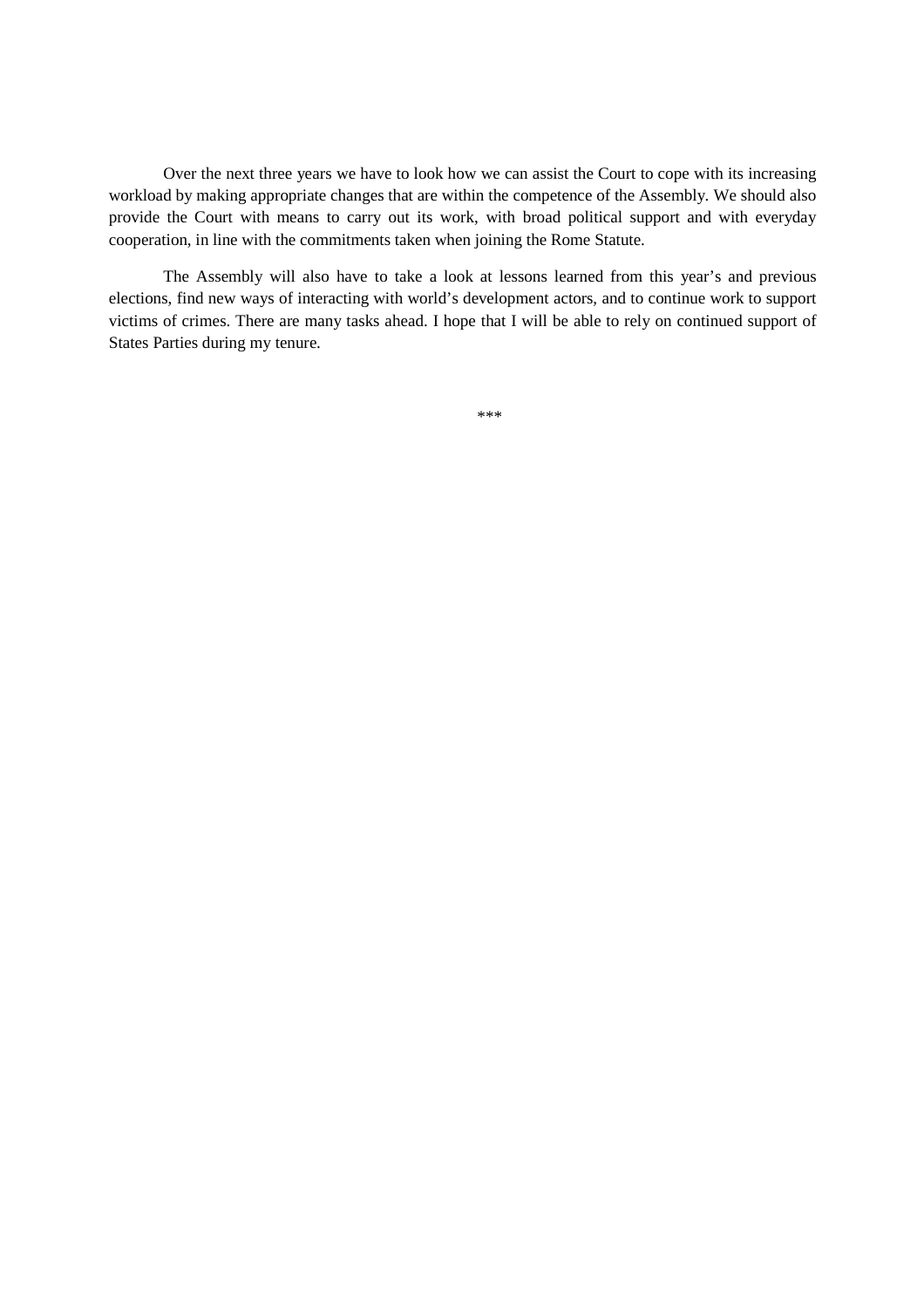Over the next three years we have to look how we can assist the Court to cope with its increasing workload by making appropriate changes that are within the competence of the Assembly. We should also provide the Court with means to carry out its work, with broad political support and with everyday cooperation, in line with the commitments taken when joining the Rome Statute.

The Assembly will also have to take a look at lessons learned from this year's and previous elections, find new ways of interacting with world's development actors, and to continue work to support victims of crimes. There are many tasks ahead. I hope that I will be able to rely on continued support of States Parties during my tenure.

***